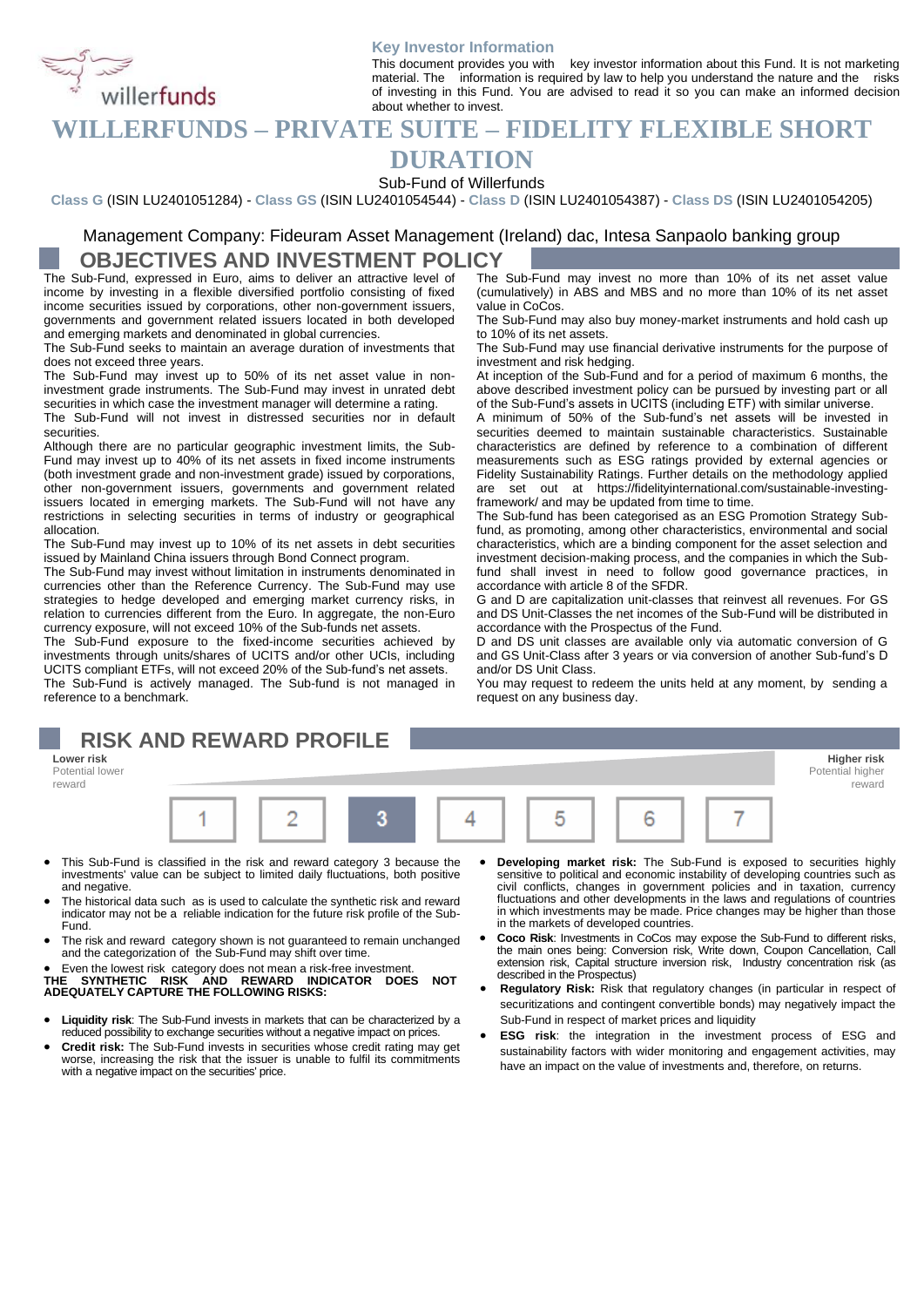willerfunds

**Key Investor Information**

This document provides you with key investor information about this Fund. It is not marketing material. The information is required by law to help you understand the nature and the risks of investing in this Fund. You are advised to read it so you can make an informed decision about whether to invest.

# WILLERFUNDS – PRIVATE SUITE – FIDELITY FLEXIBLE SHORT DURATION

Sub-Fund of Willerfunds

**Class G** (ISIN LU2401051284) - **Class GS** (ISIN LU2401054544) - **Class D** (ISIN LU2401054387) - **Class DS** (ISIN LU2401054205)

Management Company: Fideuram Asset Management (Ireland) dac, Intesa Sanpaolo banking group

## OBJECTIVES AND INVESTMENT POLICY

The Sub-Fund, expressed in Euro, aims to deliver an attractive level of income by investing in a flexible diversified portfolio consisting of fixed income securities issued by corporations, other non-government issuers, governments and government related issuers located in both developed and emerging markets and denominated in global currencies.

The Sub-Fund seeks to maintain an average duration of investments that does not exceed three years.

The Sub-Fund may invest up to 50% of its net asset value in non-investment grade instruments. The Sub-Fund may invest in unrated debt securities in which case the investment manager will determine a rating.

The Sub-Fund will not invest in distressed securities nor in default securities.

Although there are no particular geographic investment limits, the Sub-Fund may invest up to 40% of its net assets in fixed income instruments (both investment grade and non-investment grade) issued by corporations, other non-government issuers, governments and government related issuers located in emerging markets. The Sub-Fund will not have any restrictions in selecting securities in terms of industry or geographical allocation.

The Sub-Fund may invest up to 10% of its net assets in debt securities issued by Mainland China issuers through Bond Connect program.

The Sub-Fund may invest without limitation in instruments denominated in currencies other than the Reference Currency. The Sub-Fund may use strategies to hedge developed and emerging market currency risks, in relation to currencies different from the Euro. In aggregate, the non-Euro currency exposure, will not exceed 10% of the Sub-funds net assets.

The Sub-Fund exposure to the fixed-income securities achieved by investments through units/shares of UCITS and/or other UCIs, including UCITS compliant ETFs, will not exceed 20% of the Sub-fund's net assets.

The Sub-Fund is actively managed. The Sub-fund is not managed in reference to a benchmark.

The Sub-Fund may invest no more than 10% of its net asset value (cumulatively) in ABS and MBS and no more than 10% of its net asset value in CoCos.

The Sub-Fund may also buy money-market instruments and hold cash up to 10% of its net assets.

The Sub-Fund may use financial derivative instruments for the purpose of investment and risk hedging.

At inception of the Sub-Fund and for a period of maximum 6 months, the above described investment policy can be pursued by investing part or all of the Sub-Fund's assets in UCITS (including ETF) with similar universe.

A minimum of 50% of the Sub-fund's net assets will be invested in securities deemed to maintain sustainable characteristics. Sustainable characteristics are defined by reference to a combination of different measurements such as ESG ratings provided by external agencies or Fidelity Sustainability Ratings. Further details on the methodology applied are set out at https://fidelityinternational.com/sustainable-investing-framework/ and may be updated from time to time.

The Sub-fund has been categorised as an ESG Promotion Strategy Sub-fund, as promoting, among other characteristics, environmental and social characteristics, which are a binding component for the asset selection and investment decision-making process, and the companies in which the Sub-fund shall invest in need to follow good governance practices, in accordance with article 8 of the SFDR.

G and D are capitalization unit-classes that reinvest all revenues. For GS and DS Unit-Classes the net incomes of the Sub-Fund will be distributed in accordance with the Prospectus of the Fund.

D and DS unit classes are available only via automatic conversion of G and GS Unit-Class after 3 years or via conversion of another Sub-fund's D and/or DS Unit Class.

You may request to redeem the units held at any moment, by sending a request on any business day.

## RISK AND REWARD PROFILE

| Lower risk<br>Potential lower reward | | | | | | Higher risk<br>Potential higher reward |
|---|---|---|---|---|---|---|
| 1 | 2 | **3** | 4 | 5 | 6 | 7 |

- This Sub-Fund is classified in the risk and reward category 3 because the investments' value can be subject to limited daily fluctuations, both positive and negative.
- The historical data such as is used to calculate the synthetic risk and reward indicator may not be a reliable indication for the future risk profile of the Sub-Fund.
- The risk and reward category shown is not guaranteed to remain unchanged and the categorization of the Sub-Fund may shift over time.
- Even the lowest risk category does not mean a risk-free investment.

**THE SYNTHETIC RISK AND REWARD INDICATOR DOES NOT ADEQUATELY CAPTURE THE FOLLOWING RISKS:**

- **Liquidity risk**: The Sub-Fund invests in markets that can be characterized by a reduced possibility to exchange securities without a negative impact on prices.
- **Credit risk:** The Sub-Fund invests in securities whose credit rating may get worse, increasing the risk that the issuer is unable to fulfil its commitments with a negative impact on the securities' price.
- **Developing market risk:** The Sub-Fund is exposed to securities highly sensitive to political and economic instability of developing countries such as civil conflicts, changes in government policies and in taxation, currency fluctuations and other developments in the laws and regulations of countries in which investments may be made. Price changes may be higher than those in the markets of developed countries.
- **Coco Risk**: Investments in CoCos may expose the Sub-Fund to different risks, the main ones being: Conversion risk, Write down, Coupon Cancellation, Call extension risk, Capital structure inversion risk, Industry concentration risk (as described in the Prospectus)
- **Regulatory Risk:** Risk that regulatory changes (in particular in respect of securitizations and contingent convertible bonds) may negatively impact the Sub-Fund in respect of market prices and liquidity
- **ESG risk**: the integration in the investment process of ESG and sustainability factors with wider monitoring and engagement activities, may have an impact on the value of investments and, therefore, on returns.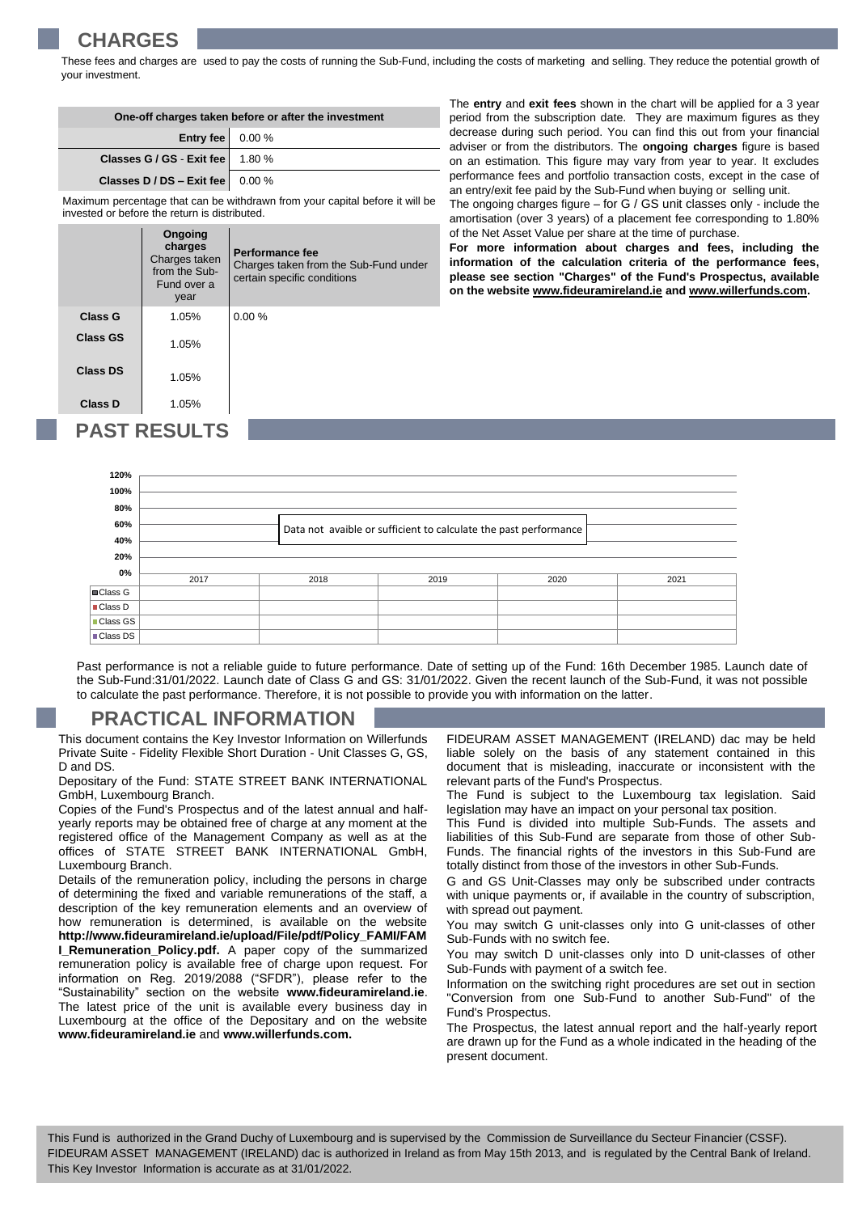## CHARGES

These fees and charges are used to pay the costs of running the Sub-Fund, including the costs of marketing and selling. They reduce the potential growth of your investment.

| One-off charges taken before or after the investment | |
|---|---|
| **Entry fee** | 0.00 % |
| **Classes G / GS - Exit fee** | 1.80 % |
| **Classes D / DS – Exit fee** | 0.00 % |

Maximum percentage that can be withdrawn from your capital before it will be invested or before the return is distributed.

| | **Ongoing charges** Charges taken from the Sub-Fund over a year | **Performance fee** Charges taken from the Sub-Fund under certain specific conditions |
|---|---|---|
| **Class G** | 1.05% | 0.00 % |
| **Class GS** | 1.05% | |
| **Class DS** | 1.05% | |
| **Class D** | 1.05% | |

The **entry** and **exit fees** shown in the chart will be applied for a 3 year period from the subscription date. They are maximum figures as they decrease during such period. You can find this out from your financial adviser or from the distributors. The **ongoing charges** figure is based on an estimation. This figure may vary from year to year. It excludes performance fees and portfolio transaction costs, except in the case of an entry/exit fee paid by the Sub-Fund when buying or selling unit.

The ongoing charges figure – for G / GS unit classes only - include the amortisation (over 3 years) of a placement fee corresponding to 1.80% of the Net Asset Value per share at the time of purchase.

**For more information about charges and fees, including the information of the calculation criteria of the performance fees, please see section "Charges" of the Fund's Prospectus, available on the website www.fideuramireland.ie and www.willerfunds.com.**

## PAST RESULTS

120%
100%
80%
60%
40%
20%
0%
2017 2018 2019 2020 2021
Data not avaible or sufficient to calculate the past performance
Class G
Class D
Class GS
Class DS

Past performance is not a reliable guide to future performance. Date of setting up of the Fund: 16th December 1985. Launch date of the Sub-Fund:31/01/2022. Launch date of Class G and GS: 31/01/2022. Given the recent launch of the Sub-Fund, it was not possible to calculate the past performance. Therefore, it is not possible to provide you with information on the latter.

## PRACTICAL INFORMATION

This document contains the Key Investor Information on Willerfunds Private Suite - Fidelity Flexible Short Duration - Unit Classes G, GS, D and DS.

Depositary of the Fund: STATE STREET BANK INTERNATIONAL GmbH, Luxembourg Branch.

Copies of the Fund's Prospectus and of the latest annual and half-yearly reports may be obtained free of charge at any moment at the registered office of the Management Company as well as at the offices of STATE STREET BANK INTERNATIONAL GmbH, Luxembourg Branch.

Details of the remuneration policy, including the persons in charge of determining the fixed and variable remunerations of the staff, a description of the key remuneration elements and an overview of how remuneration is determined, is available on the website **http://www.fideuramireland.ie/upload/File/pdf/Policy_FAMI/FAMI_Remuneration_Policy.pdf.** A paper copy of the summarized remuneration policy is available free of charge upon request. For information on Reg. 2019/2088 ("SFDR"), please refer to the "Sustainability" section on the website **www.fideuramireland.ie**. The latest price of the unit is available every business day in Luxembourg at the office of the Depositary and on the website **www.fideuramireland.ie** and **www.willerfunds.com.**

FIDEURAM ASSET MANAGEMENT (IRELAND) dac may be held liable solely on the basis of any statement contained in this document that is misleading, inaccurate or inconsistent with the relevant parts of the Fund's Prospectus.

The Fund is subject to the Luxembourg tax legislation. Said legislation may have an impact on your personal tax position.

This Fund is divided into multiple Sub-Funds. The assets and liabilities of this Sub-Fund are separate from those of other Sub-Funds. The financial rights of the investors in this Sub-Fund are totally distinct from those of the investors in other Sub-Funds.

G and GS Unit-Classes may only be subscribed under contracts with unique payments or, if available in the country of subscription, with spread out payment.

You may switch G unit-classes only into G unit-classes of other Sub-Funds with no switch fee.

You may switch D unit-classes only into D unit-classes of other Sub-Funds with payment of a switch fee.

Information on the switching right procedures are set out in section "Conversion from one Sub-Fund to another Sub-Fund" of the Fund's Prospectus.

The Prospectus, the latest annual report and the half-yearly report are drawn up for the Fund as a whole indicated in the heading of the present document.

This Fund is authorized in the Grand Duchy of Luxembourg and is supervised by the Commission de Surveillance du Secteur Financier (CSSF). FIDEURAM ASSET MANAGEMENT (IRELAND) dac is authorized in Ireland as from May 15th 2013, and is regulated by the Central Bank of Ireland. This Key Investor Information is accurate as at 31/01/2022.